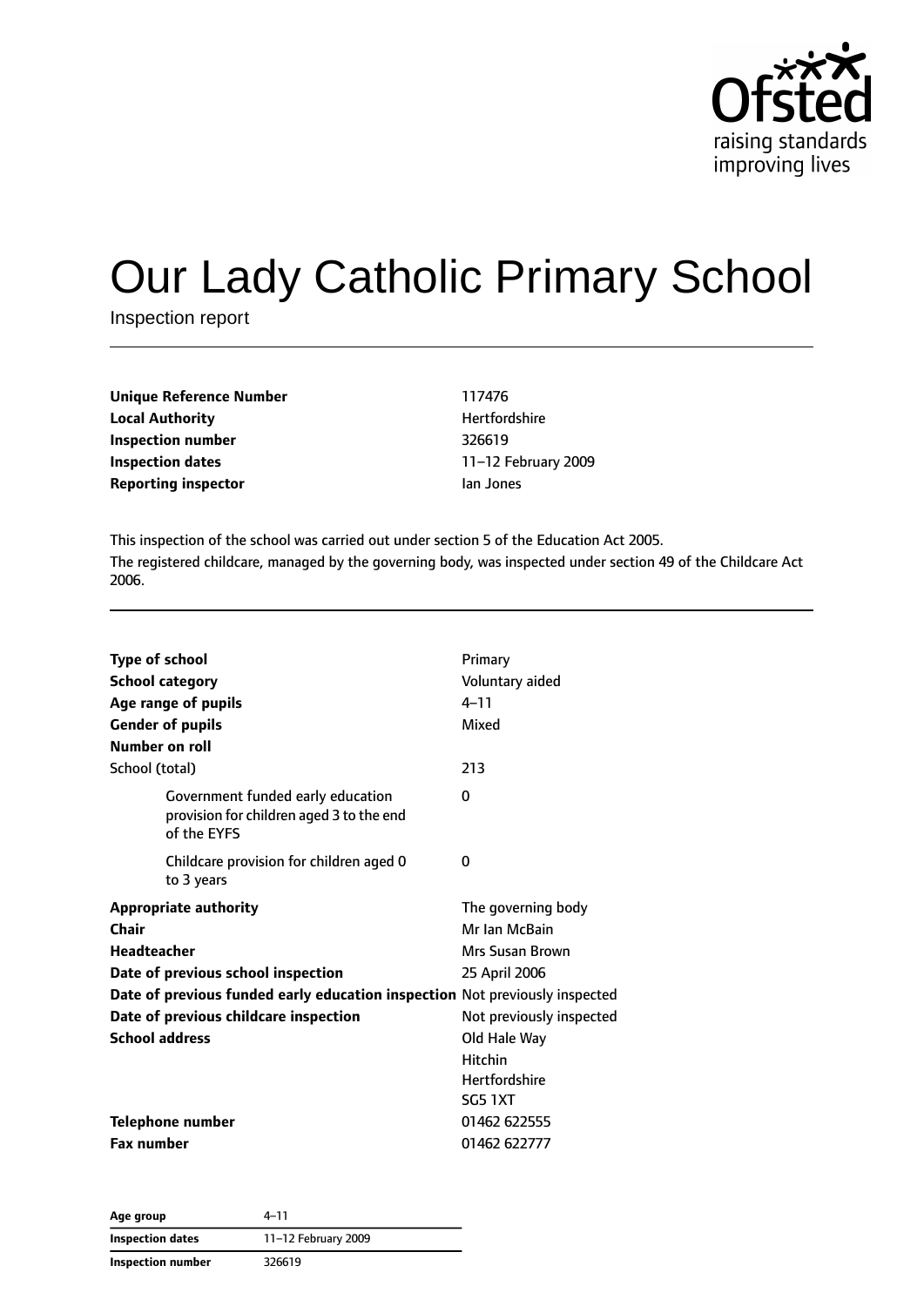# Our Lady Catholic Primary School

Inspection report

| | |
|---|---|
| **Unique Reference Number** | 117476 |
| **Local Authority** | Hertfordshire |
| **Inspection number** | 326619 |
| **Inspection dates** | 11–12 February 2009 |
| **Reporting inspector** | Ian Jones |

This inspection of the school was carried out under section 5 of the Education Act 2005.

The registered childcare, managed by the governing body, was inspected under section 49 of the Childcare Act 2006.

| | |
|---|---|
| **Type of school** | Primary |
| **School category** | Voluntary aided |
| **Age range of pupils** | 4–11 |
| **Gender of pupils** | Mixed |
| **Number on roll** | |
| School (total) | 213 |
| Government funded early education provision for children aged 3 to the end of the EYFS | 0 |
| Childcare provision for children aged 0 to 3 years | 0 |
| **Appropriate authority** | The governing body |
| **Chair** | Mr Ian McBain |
| **Headteacher** | Mrs Susan Brown |
| **Date of previous school inspection** | 25 April 2006 |
| **Date of previous funded early education inspection** | Not previously inspected |
| **Date of previous childcare inspection** | Not previously inspected |
| **School address** | Old Hale Way<br>Hitchin<br>Hertfordshire<br>SG5 1XT |
| **Telephone number** | 01462 622555 |
| **Fax number** | 01462 622777 |

| | |
|---|---|
| **Age group** | 4–11 |
| **Inspection dates** | 11–12 February 2009 |
| **Inspection number** | 326619 |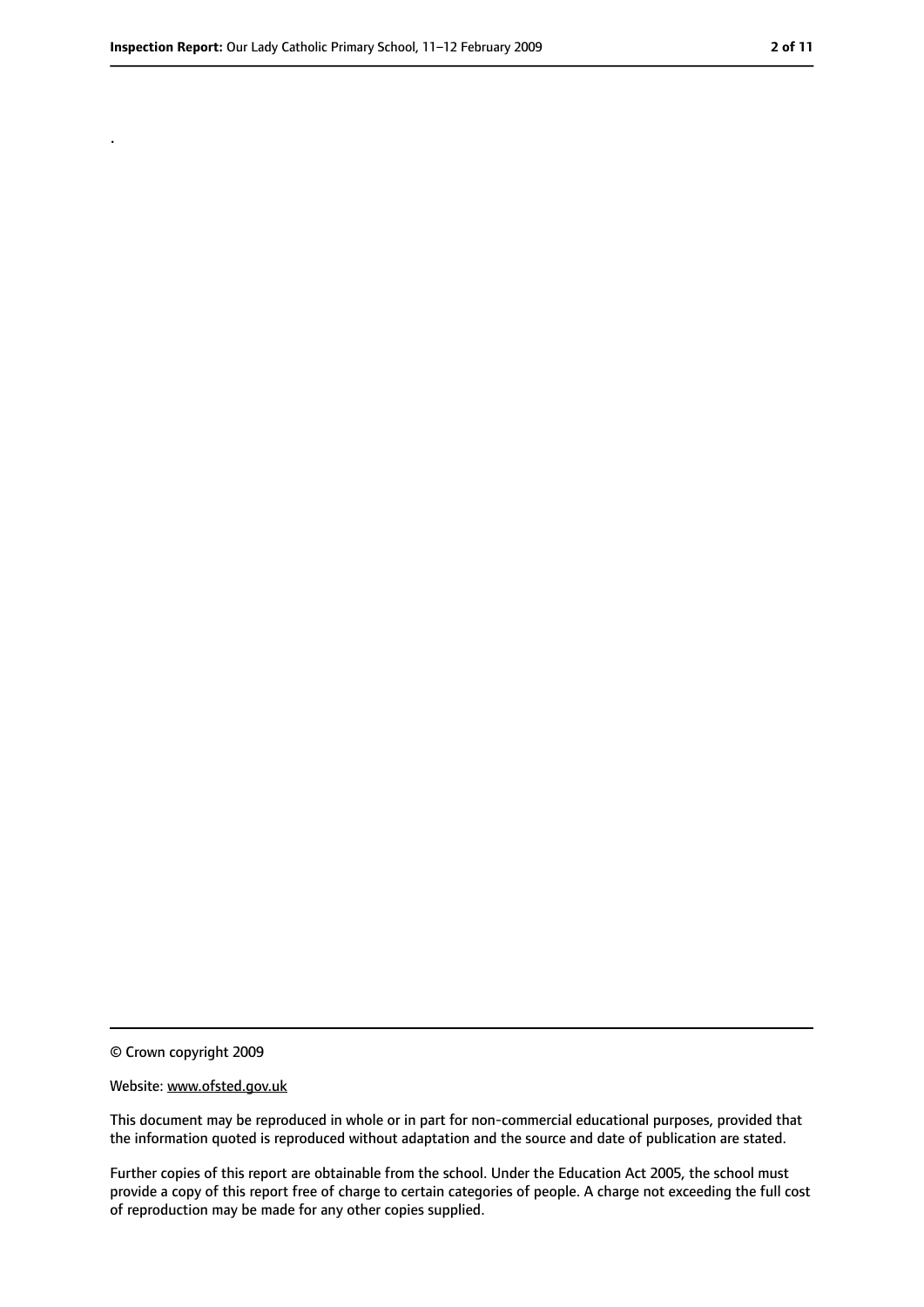.

© Crown copyright 2009

Website: www.ofsted.gov.uk

This document may be reproduced in whole or in part for non-commercial educational purposes, provided that the information quoted is reproduced without adaptation and the source and date of publication are stated.

Further copies of this report are obtainable from the school. Under the Education Act 2005, the school must provide a copy of this report free of charge to certain categories of people. A charge not exceeding the full cost of reproduction may be made for any other copies supplied.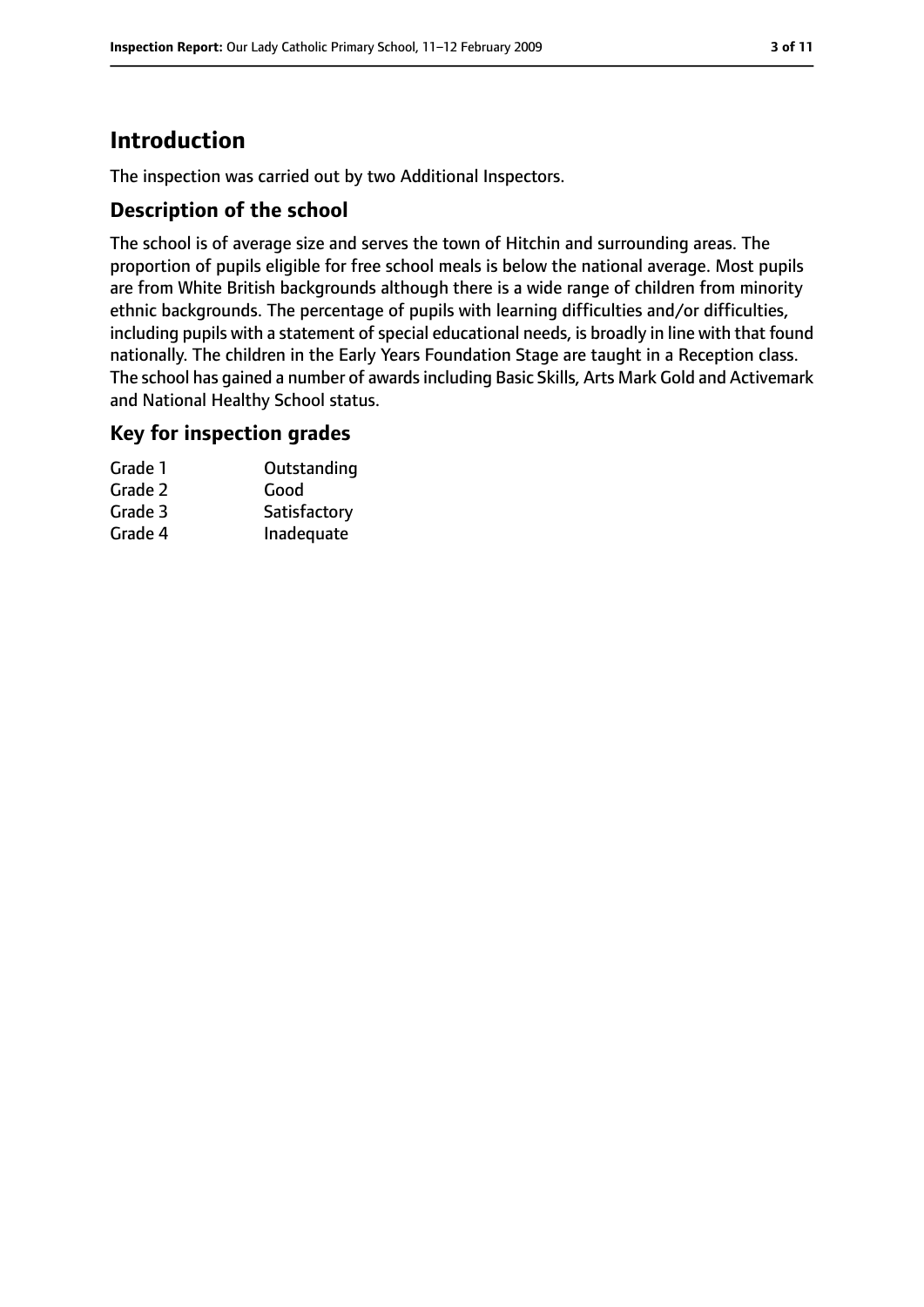# Introduction

The inspection was carried out by two Additional Inspectors.

## Description of the school

The school is of average size and serves the town of Hitchin and surrounding areas. The proportion of pupils eligible for free school meals is below the national average. Most pupils are from White British backgrounds although there is a wide range of children from minority ethnic backgrounds. The percentage of pupils with learning difficulties and/or difficulties, including pupils with a statement of special educational needs, is broadly in line with that found nationally. The children in the Early Years Foundation Stage are taught in a Reception class. The school has gained a number of awards including Basic Skills, Arts Mark Gold and Activemark and National Healthy School status.

## Key for inspection grades

| | |
|---|---|
| Grade 1 | Outstanding |
| Grade 2 | Good |
| Grade 3 | Satisfactory |
| Grade 4 | Inadequate |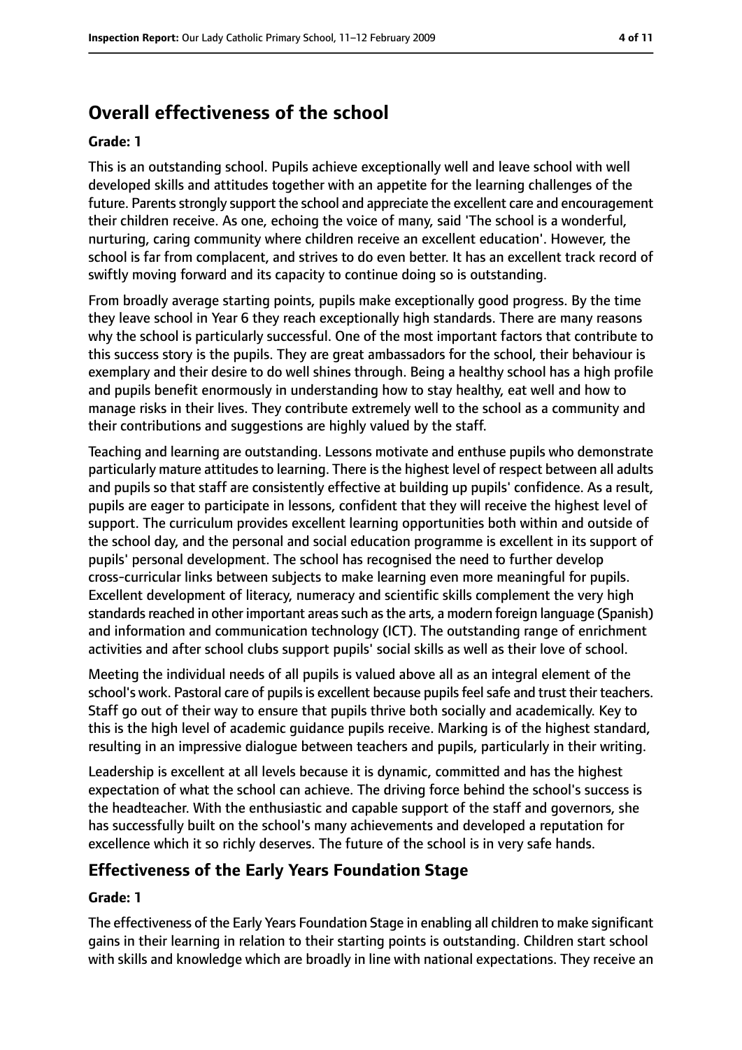## Overall effectiveness of the school

**Grade: 1**

This is an outstanding school. Pupils achieve exceptionally well and leave school with well developed skills and attitudes together with an appetite for the learning challenges of the future. Parents strongly support the school and appreciate the excellent care and encouragement their children receive. As one, echoing the voice of many, said 'The school is a wonderful, nurturing, caring community where children receive an excellent education'. However, the school is far from complacent, and strives to do even better. It has an excellent track record of swiftly moving forward and its capacity to continue doing so is outstanding.

From broadly average starting points, pupils make exceptionally good progress. By the time they leave school in Year 6 they reach exceptionally high standards. There are many reasons why the school is particularly successful. One of the most important factors that contribute to this success story is the pupils. They are great ambassadors for the school, their behaviour is exemplary and their desire to do well shines through. Being a healthy school has a high profile and pupils benefit enormously in understanding how to stay healthy, eat well and how to manage risks in their lives. They contribute extremely well to the school as a community and their contributions and suggestions are highly valued by the staff.

Teaching and learning are outstanding. Lessons motivate and enthuse pupils who demonstrate particularly mature attitudes to learning. There is the highest level of respect between all adults and pupils so that staff are consistently effective at building up pupils' confidence. As a result, pupils are eager to participate in lessons, confident that they will receive the highest level of support. The curriculum provides excellent learning opportunities both within and outside of the school day, and the personal and social education programme is excellent in its support of pupils' personal development. The school has recognised the need to further develop cross-curricular links between subjects to make learning even more meaningful for pupils. Excellent development of literacy, numeracy and scientific skills complement the very high standards reached in other important areas such as the arts, a modern foreign language (Spanish) and information and communication technology (ICT). The outstanding range of enrichment activities and after school clubs support pupils' social skills as well as their love of school.

Meeting the individual needs of all pupils is valued above all as an integral element of the school's work. Pastoral care of pupils is excellent because pupils feel safe and trust their teachers. Staff go out of their way to ensure that pupils thrive both socially and academically. Key to this is the high level of academic guidance pupils receive. Marking is of the highest standard, resulting in an impressive dialogue between teachers and pupils, particularly in their writing.

Leadership is excellent at all levels because it is dynamic, committed and has the highest expectation of what the school can achieve. The driving force behind the school's success is the headteacher. With the enthusiastic and capable support of the staff and governors, she has successfully built on the school's many achievements and developed a reputation for excellence which it so richly deserves. The future of the school is in very safe hands.

## Effectiveness of the Early Years Foundation Stage

**Grade: 1**

The effectiveness of the Early Years Foundation Stage in enabling all children to make significant gains in their learning in relation to their starting points is outstanding. Children start school with skills and knowledge which are broadly in line with national expectations. They receive an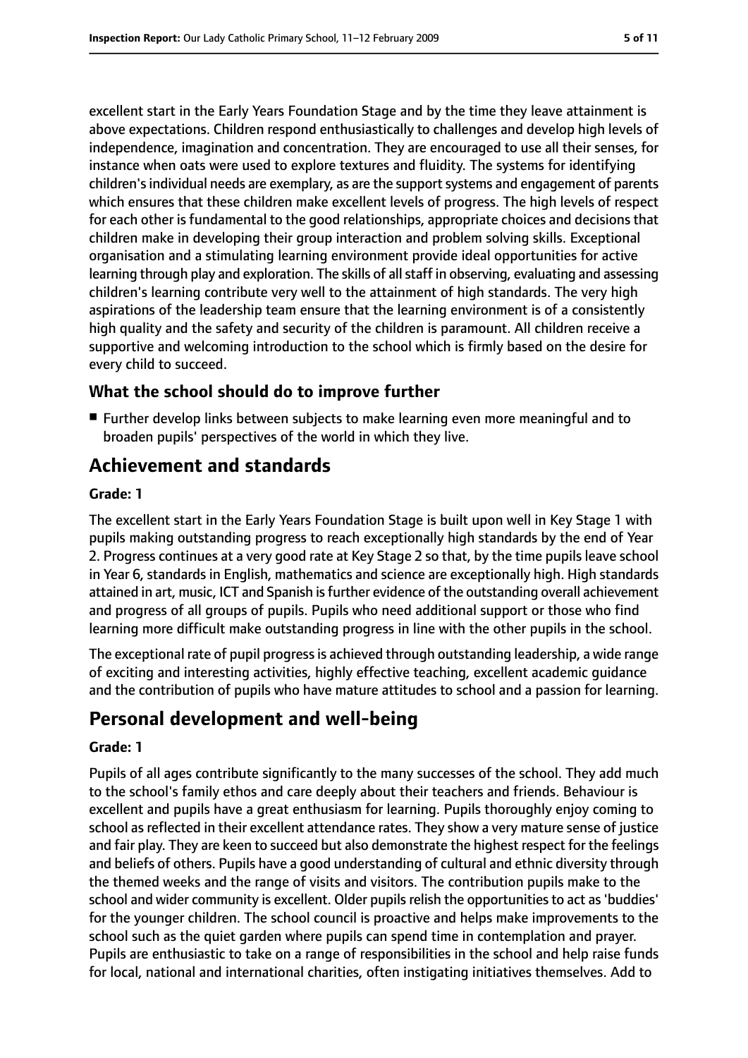excellent start in the Early Years Foundation Stage and by the time they leave attainment is above expectations. Children respond enthusiastically to challenges and develop high levels of independence, imagination and concentration. They are encouraged to use all their senses, for instance when oats were used to explore textures and fluidity. The systems for identifying children's individual needs are exemplary, as are the support systems and engagement of parents which ensures that these children make excellent levels of progress. The high levels of respect for each other is fundamental to the good relationships, appropriate choices and decisions that children make in developing their group interaction and problem solving skills. Exceptional organisation and a stimulating learning environment provide ideal opportunities for active learning through play and exploration. The skills of all staff in observing, evaluating and assessing children's learning contribute very well to the attainment of high standards. The very high aspirations of the leadership team ensure that the learning environment is of a consistently high quality and the safety and security of the children is paramount. All children receive a supportive and welcoming introduction to the school which is firmly based on the desire for every child to succeed.

### What the school should do to improve further

- Further develop links between subjects to make learning even more meaningful and to broaden pupils' perspectives of the world in which they live.

## Achievement and standards

**Grade: 1**

The excellent start in the Early Years Foundation Stage is built upon well in Key Stage 1 with pupils making outstanding progress to reach exceptionally high standards by the end of Year 2. Progress continues at a very good rate at Key Stage 2 so that, by the time pupils leave school in Year 6, standards in English, mathematics and science are exceptionally high. High standards attained in art, music, ICT and Spanish is further evidence of the outstanding overall achievement and progress of all groups of pupils. Pupils who need additional support or those who find learning more difficult make outstanding progress in line with the other pupils in the school.

The exceptional rate of pupil progress is achieved through outstanding leadership, a wide range of exciting and interesting activities, highly effective teaching, excellent academic guidance and the contribution of pupils who have mature attitudes to school and a passion for learning.

## Personal development and well-being

**Grade: 1**

Pupils of all ages contribute significantly to the many successes of the school. They add much to the school's family ethos and care deeply about their teachers and friends. Behaviour is excellent and pupils have a great enthusiasm for learning. Pupils thoroughly enjoy coming to school as reflected in their excellent attendance rates. They show a very mature sense of justice and fair play. They are keen to succeed but also demonstrate the highest respect for the feelings and beliefs of others. Pupils have a good understanding of cultural and ethnic diversity through the themed weeks and the range of visits and visitors. The contribution pupils make to the school and wider community is excellent. Older pupils relish the opportunities to act as 'buddies' for the younger children. The school council is proactive and helps make improvements to the school such as the quiet garden where pupils can spend time in contemplation and prayer. Pupils are enthusiastic to take on a range of responsibilities in the school and help raise funds for local, national and international charities, often instigating initiatives themselves. Add to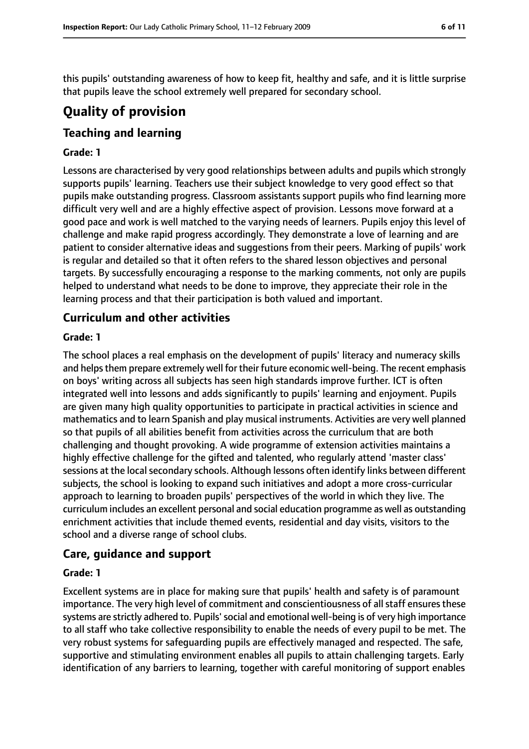this pupils' outstanding awareness of how to keep fit, healthy and safe, and it is little surprise that pupils leave the school extremely well prepared for secondary school.

# Quality of provision

## Teaching and learning

**Grade: 1**

Lessons are characterised by very good relationships between adults and pupils which strongly supports pupils' learning. Teachers use their subject knowledge to very good effect so that pupils make outstanding progress. Classroom assistants support pupils who find learning more difficult very well and are a highly effective aspect of provision. Lessons move forward at a good pace and work is well matched to the varying needs of learners. Pupils enjoy this level of challenge and make rapid progress accordingly. They demonstrate a love of learning and are patient to consider alternative ideas and suggestions from their peers. Marking of pupils' work is regular and detailed so that it often refers to the shared lesson objectives and personal targets. By successfully encouraging a response to the marking comments, not only are pupils helped to understand what needs to be done to improve, they appreciate their role in the learning process and that their participation is both valued and important.

## Curriculum and other activities

**Grade: 1**

The school places a real emphasis on the development of pupils' literacy and numeracy skills and helps them prepare extremely well for their future economic well-being. The recent emphasis on boys' writing across all subjects has seen high standards improve further. ICT is often integrated well into lessons and adds significantly to pupils' learning and enjoyment. Pupils are given many high quality opportunities to participate in practical activities in science and mathematics and to learn Spanish and play musical instruments. Activities are very well planned so that pupils of all abilities benefit from activities across the curriculum that are both challenging and thought provoking. A wide programme of extension activities maintains a highly effective challenge for the gifted and talented, who regularly attend 'master class' sessions at the local secondary schools. Although lessons often identify links between different subjects, the school is looking to expand such initiatives and adopt a more cross-curricular approach to learning to broaden pupils' perspectives of the world in which they live. The curriculum includes an excellent personal and social education programme as well as outstanding enrichment activities that include themed events, residential and day visits, visitors to the school and a diverse range of school clubs.

## Care, guidance and support

**Grade: 1**

Excellent systems are in place for making sure that pupils' health and safety is of paramount importance. The very high level of commitment and conscientiousness of all staff ensures these systems are strictly adhered to. Pupils' social and emotional well-being is of very high importance to all staff who take collective responsibility to enable the needs of every pupil to be met. The very robust systems for safeguarding pupils are effectively managed and respected. The safe, supportive and stimulating environment enables all pupils to attain challenging targets. Early identification of any barriers to learning, together with careful monitoring of support enables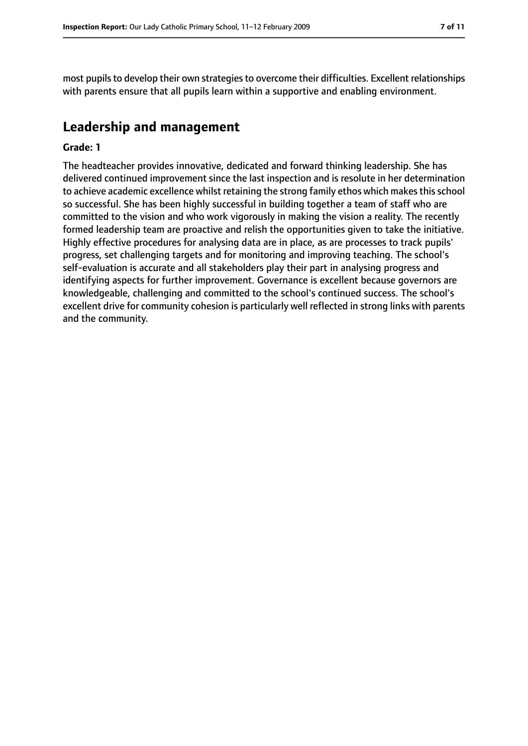most pupils to develop their own strategies to overcome their difficulties. Excellent relationships with parents ensure that all pupils learn within a supportive and enabling environment.

## Leadership and management

**Grade: 1**

The headteacher provides innovative, dedicated and forward thinking leadership. She has delivered continued improvement since the last inspection and is resolute in her determination to achieve academic excellence whilst retaining the strong family ethos which makes this school so successful. She has been highly successful in building together a team of staff who are committed to the vision and who work vigorously in making the vision a reality. The recently formed leadership team are proactive and relish the opportunities given to take the initiative. Highly effective procedures for analysing data are in place, as are processes to track pupils' progress, set challenging targets and for monitoring and improving teaching. The school's self-evaluation is accurate and all stakeholders play their part in analysing progress and identifying aspects for further improvement. Governance is excellent because governors are knowledgeable, challenging and committed to the school's continued success. The school's excellent drive for community cohesion is particularly well reflected in strong links with parents and the community.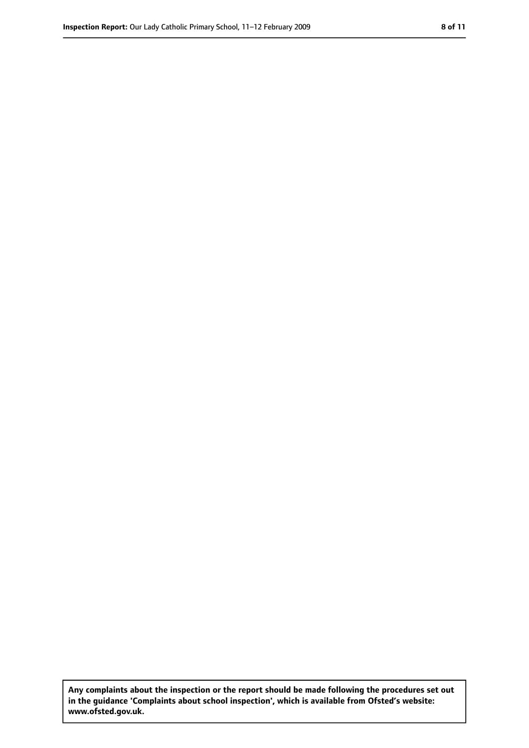**Any complaints about the inspection or the report should be made following the procedures set out in the guidance 'Complaints about school inspection', which is available from Ofsted's website: www.ofsted.gov.uk.**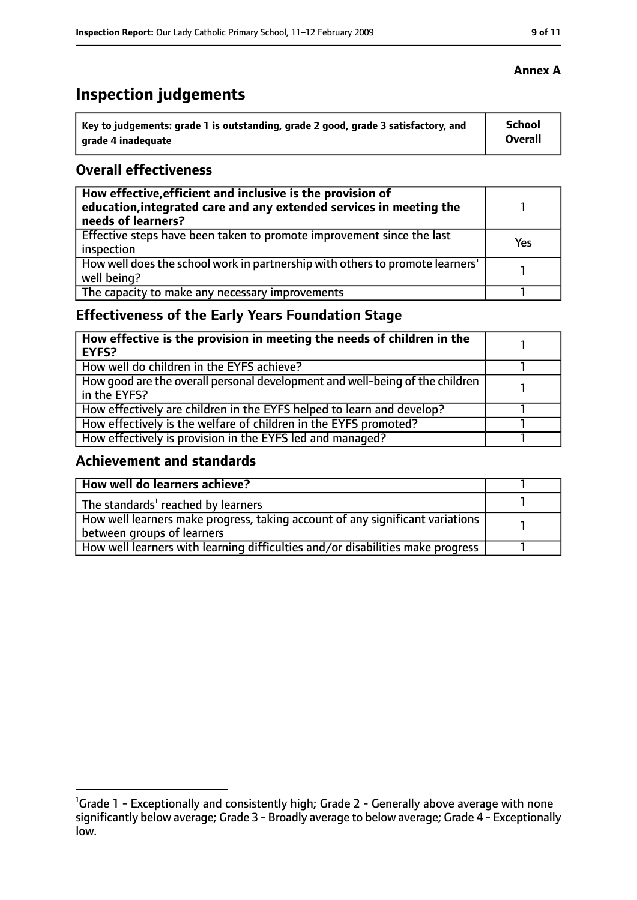**Annex A**

# Inspection judgements

| Key to judgements: grade 1 is outstanding, grade 2 good, grade 3 satisfactory, and grade 4 inadequate | School Overall |
|---|---|

## Overall effectiveness

| | |
|---|---|
| **How effective, efficient and inclusive is the provision of education, integrated care and any extended services in meeting the needs of learners?** | 1 |
| Effective steps have been taken to promote improvement since the last inspection | Yes |
| How well does the school work in partnership with others to promote learners' well being? | 1 |
| The capacity to make any necessary improvements | 1 |

## Effectiveness of the Early Years Foundation Stage

| | |
|---|---|
| **How effective is the provision in meeting the needs of children in the EYFS?** | 1 |
| How well do children in the EYFS achieve? | 1 |
| How good are the overall personal development and well-being of the children in the EYFS? | 1 |
| How effectively are children in the EYFS helped to learn and develop? | 1 |
| How effectively is the welfare of children in the EYFS promoted? | 1 |
| How effectively is provision in the EYFS led and managed? | 1 |

## Achievement and standards

| | |
|---|---|
| **How well do learners achieve?** | 1 |
| The standards[1] reached by learners | 1 |
| How well learners make progress, taking account of any significant variations between groups of learners | 1 |
| How well learners with learning difficulties and/or disabilities make progress | 1 |

[1]Grade 1 - Exceptionally and consistently high; Grade 2 - Generally above average with none significantly below average; Grade 3 - Broadly average to below average; Grade 4 - Exceptionally low.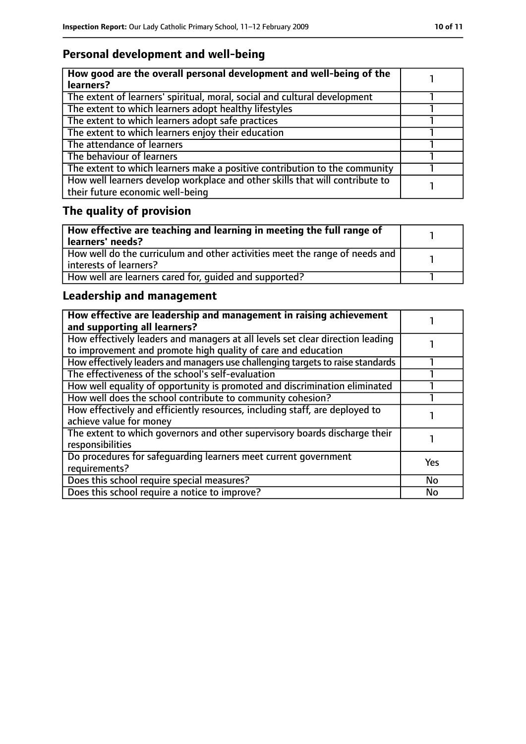## Personal development and well-being

| How good are the overall personal development and well-being of the learners? | 1 |
|---|---|
| The extent of learners' spiritual, moral, social and cultural development | 1 |
| The extent to which learners adopt healthy lifestyles | 1 |
| The extent to which learners adopt safe practices | 1 |
| The extent to which learners enjoy their education | 1 |
| The attendance of learners | 1 |
| The behaviour of learners | 1 |
| The extent to which learners make a positive contribution to the community | 1 |
| How well learners develop workplace and other skills that will contribute to their future economic well-being | 1 |

## The quality of provision

| How effective are teaching and learning in meeting the full range of learners' needs? | 1 |
|---|---|
| How well do the curriculum and other activities meet the range of needs and interests of learners? | 1 |
| How well are learners cared for, guided and supported? | 1 |

## Leadership and management

| How effective are leadership and management in raising achievement and supporting all learners? | 1 |
|---|---|
| How effectively leaders and managers at all levels set clear direction leading to improvement and promote high quality of care and education | 1 |
| How effectively leaders and managers use challenging targets to raise standards | 1 |
| The effectiveness of the school's self-evaluation | 1 |
| How well equality of opportunity is promoted and discrimination eliminated | 1 |
| How well does the school contribute to community cohesion? | 1 |
| How effectively and efficiently resources, including staff, are deployed to achieve value for money | 1 |
| The extent to which governors and other supervisory boards discharge their responsibilities | 1 |
| Do procedures for safeguarding learners meet current government requirements? | Yes |
| Does this school require special measures? | No |
| Does this school require a notice to improve? | No |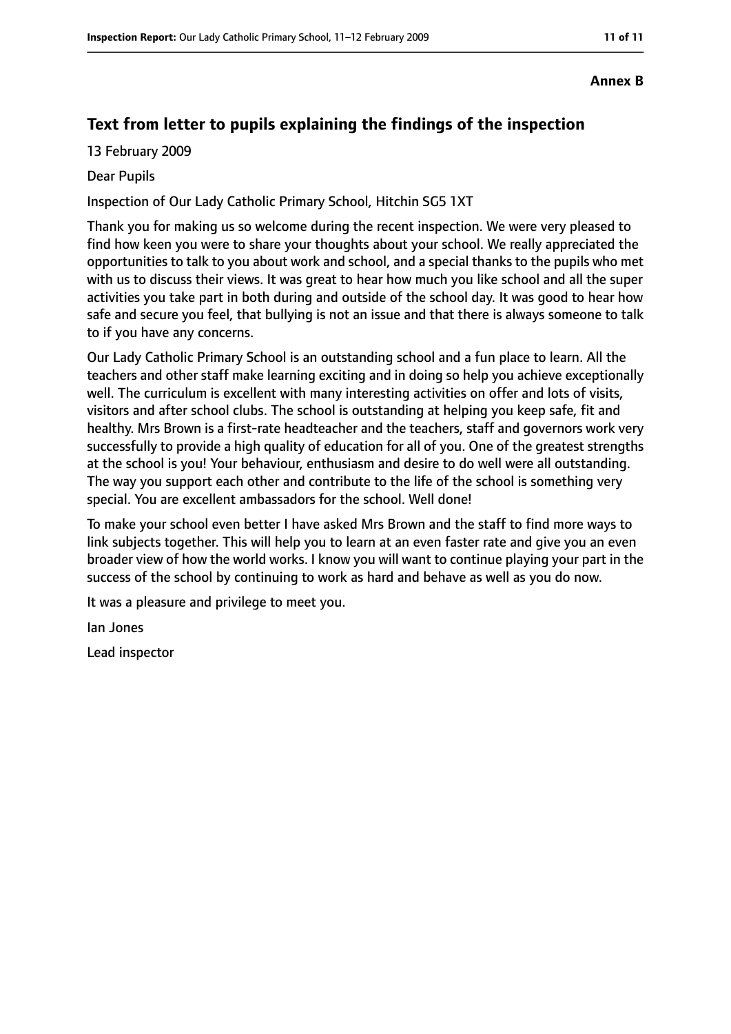**Annex B**

## Text from letter to pupils explaining the findings of the inspection

13 February 2009

Dear Pupils

Inspection of Our Lady Catholic Primary School, Hitchin SG5 1XT

Thank you for making us so welcome during the recent inspection. We were very pleased to find how keen you were to share your thoughts about your school. We really appreciated the opportunities to talk to you about work and school, and a special thanks to the pupils who met with us to discuss their views. It was great to hear how much you like school and all the super activities you take part in both during and outside of the school day. It was good to hear how safe and secure you feel, that bullying is not an issue and that there is always someone to talk to if you have any concerns.

Our Lady Catholic Primary School is an outstanding school and a fun place to learn. All the teachers and other staff make learning exciting and in doing so help you achieve exceptionally well. The curriculum is excellent with many interesting activities on offer and lots of visits, visitors and after school clubs. The school is outstanding at helping you keep safe, fit and healthy. Mrs Brown is a first-rate headteacher and the teachers, staff and governors work very successfully to provide a high quality of education for all of you. One of the greatest strengths at the school is you! Your behaviour, enthusiasm and desire to do well were all outstanding. The way you support each other and contribute to the life of the school is something very special. You are excellent ambassadors for the school. Well done!

To make your school even better I have asked Mrs Brown and the staff to find more ways to link subjects together. This will help you to learn at an even faster rate and give you an even broader view of how the world works. I know you will want to continue playing your part in the success of the school by continuing to work as hard and behave as well as you do now.

It was a pleasure and privilege to meet you.

Ian Jones

Lead inspector